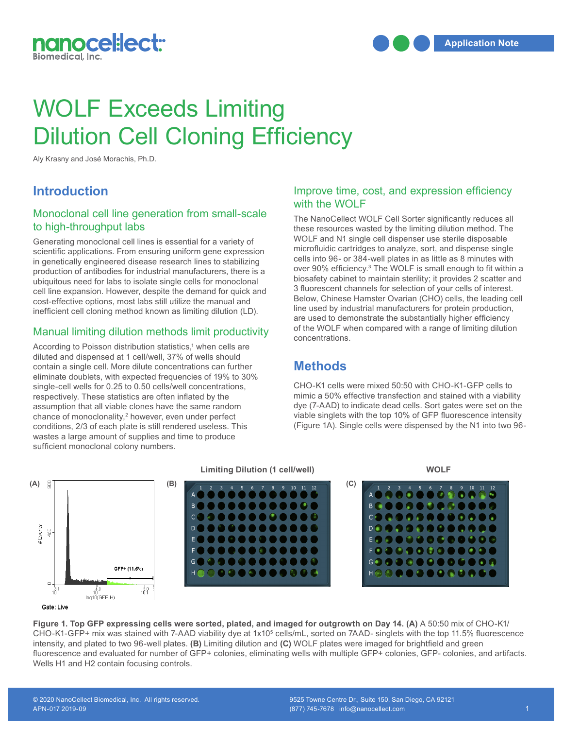# WOLF Exceeds Limiting Dilution Cell Cloning Efficiency

Aly Krasny and José Morachis, Ph.D.

## Introduction

### Monoclonal cell line generation from small-scale to high-throughput labs

Generating monoclonal cell lines is essential for a variety of scientific applications. From ensuring uniform gene expression in genetically engineered disease research lines to stabilizing production of antibodies for industrial manufacturers, there is a ubiquitous need for labs to isolate single cells for monoclonal cell line expansion. However, despite the demand for quick and cost-effective options, most labs still utilize the manual and inefficient cell cloning method known as limiting dilution (LD).

### Manual limiting dilution methods limit productivity

According to Poisson distribution statistics,[1] when cells are diluted and dispensed at 1 cell/well, 37% of wells should contain a single cell. More dilute concentrations can further eliminate doublets, with expected frequencies of 19% to 30% single-cell wells for 0.25 to 0.50 cells/well concentrations, respectively. These statistics are often inflated by the assumption that all viable clones have the same random chance of monoclonality,[2] however, even under perfect conditions, 2/3 of each plate is still rendered useless. This wastes a large amount of supplies and time to produce sufficient monoclonal colony numbers.

### Improve time, cost, and expression efficiency with the WOLF

The NanoCellect WOLF Cell Sorter significantly reduces all these resources wasted by the limiting dilution method. The WOLF and N1 single cell dispenser use sterile disposable microfluidic cartridges to analyze, sort, and dispense single cells into 96- or 384-well plates in as little as 8 minutes with over 90% efficiency.[3] The WOLF is small enough to fit within a biosafety cabinet to maintain sterility; it provides 2 scatter and 3 fluorescent channels for selection of your cells of interest. Below, Chinese Hamster Ovarian (CHO) cells, the leading cell line used by industrial manufacturers for protein production, are used to demonstrate the substantially higher efficiency of the WOLF when compared with a range of limiting dilution concentrations.

## Methods

CHO-K1 cells were mixed 50:50 with CHO-K1-GFP cells to mimic a 50% effective transfection and stained with a viability dye (7-AAD) to indicate dead cells. Sort gates were set on the viable singlets with the top 10% of GFP fluorescence intensity (Figure 1A). Single cells were dispensed by the N1 into two 96-

**Figure 1. Top GFP expressing cells were sorted, plated, and imaged for outgrowth on Day 14. (A)** A 50:50 mix of CHO-K1/ CHO-K1-GFP+ mix was stained with 7-AAD viability dye at $1 \times 10^5$ cells/mL, sorted on 7AAD- singlets with the top 11.5% fluorescence intensity, and plated to two 96-well plates. **(B)** Limiting dilution and **(C)** WOLF plates were imaged for brightfield and green fluorescence and evaluated for number of GFP+ colonies, eliminating wells with multiple GFP+ colonies, GFP- colonies, and artifacts. Wells H1 and H2 contain focusing controls.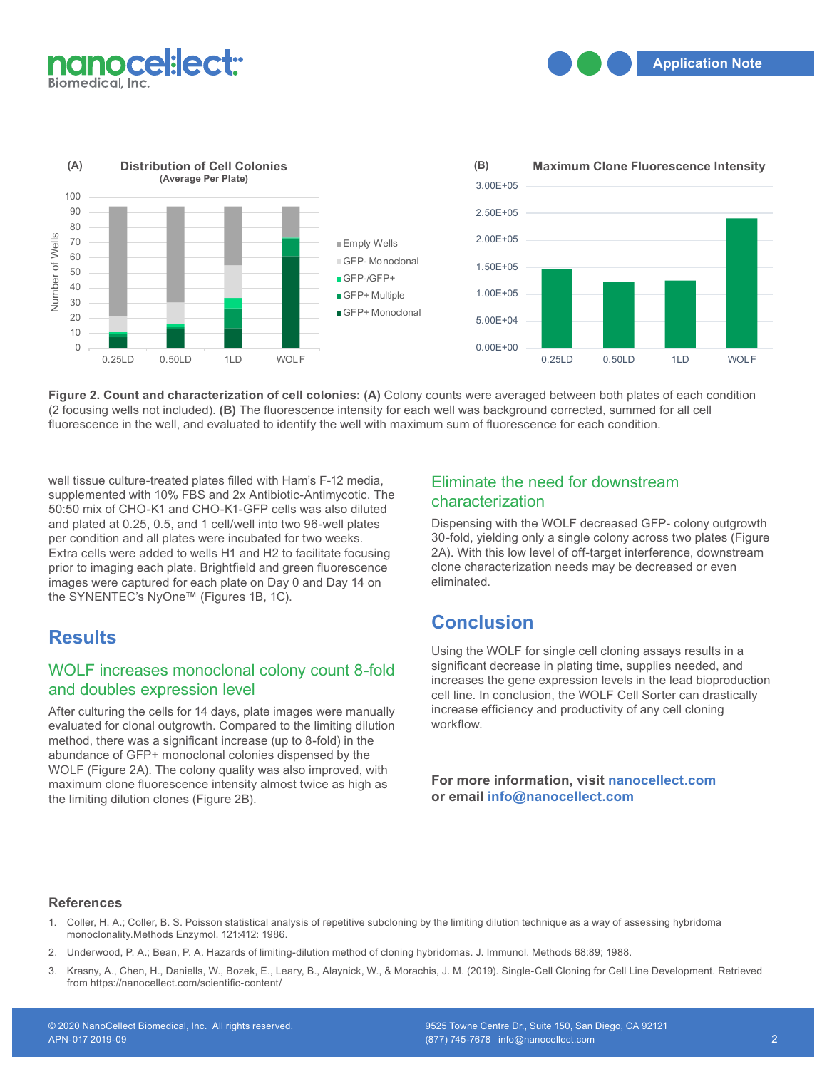(A) Distribution of Cell Colonies
(Average Per Plate)

Number of Wells

100
90
80
70
60
50
40
30
20
10
0

0.25LD
0.50LD
1LD
WOLF

Empty Wells
GFP- Monoclonal
GFP-/GFP+
GFP+ Multiple
GFP+ Monoclonal

(B) Maximum Clone Fluorescence Intensity

3.00E+05
2.50E+05
2.00E+05
1.50E+05
1.00E+05
5.00E+04
0.00E+00

0.25LD
0.50LD
1LD
WOLF

**Figure 2. Count and characterization of cell colonies: (A)** Colony counts were averaged between both plates of each condition (2 focusing wells not included). **(B)** The fluorescence intensity for each well was background corrected, summed for all cell fluorescence in the well, and evaluated to identify the well with maximum sum of fluorescence for each condition.

well tissue culture-treated plates filled with Ham's F-12 media, supplemented with 10% FBS and 2x Antibiotic-Antimycotic. The 50:50 mix of CHO-K1 and CHO-K1-GFP cells was also diluted and plated at 0.25, 0.5, and 1 cell/well into two 96-well plates per condition and all plates were incubated for two weeks. Extra cells were added to wells H1 and H2 to facilitate focusing prior to imaging each plate. Brightfield and green fluorescence images were captured for each plate on Day 0 and Day 14 on the SYNENTEC's NyOne™ (Figures 1B, 1C).

## Results

### WOLF increases monoclonal colony count 8-fold and doubles expression level

After culturing the cells for 14 days, plate images were manually evaluated for clonal outgrowth. Compared to the limiting dilution method, there was a significant increase (up to 8-fold) in the abundance of GFP+ monoclonal colonies dispensed by the WOLF (Figure 2A). The colony quality was also improved, with maximum clone fluorescence intensity almost twice as high as the limiting dilution clones (Figure 2B).

### Eliminate the need for downstream characterization

Dispensing with the WOLF decreased GFP- colony outgrowth 30-fold, yielding only a single colony across two plates (Figure 2A). With this low level of off-target interference, downstream clone characterization needs may be decreased or even eliminated.

## Conclusion

Using the WOLF for single cell cloning assays results in a significant decrease in plating time, supplies needed, and increases the gene expression levels in the lead bioproduction cell line. In conclusion, the WOLF Cell Sorter can drastically increase efficiency and productivity of any cell cloning workflow.

**For more information, visit nanocellect.com or email info@nanocellect.com**

### References

1. Coller, H. A.; Coller, B. S. Poisson statistical analysis of repetitive subcloning by the limiting dilution technique as a way of assessing hybridoma monoclonality.Methods Enzymol. 121:412: 1986.
2. Underwood, P. A.; Bean, P. A. Hazards of limiting-dilution method of cloning hybridomas. J. Immunol. Methods 68:89; 1988.
3. Krasny, A., Chen, H., Daniells, W., Bozek, E., Leary, B., Alaynick, W., & Morachis, J. M. (2019). Single-Cell Cloning for Cell Line Development. Retrieved from https://nanocellect.com/scientific-content/

© 2020 NanoCellect Biomedical, Inc. All rights reserved.
APN-017 2019-09

9525 Towne Centre Dr., Suite 150, San Diego, CA 92121
(877) 745-7678 info@nanocellect.com